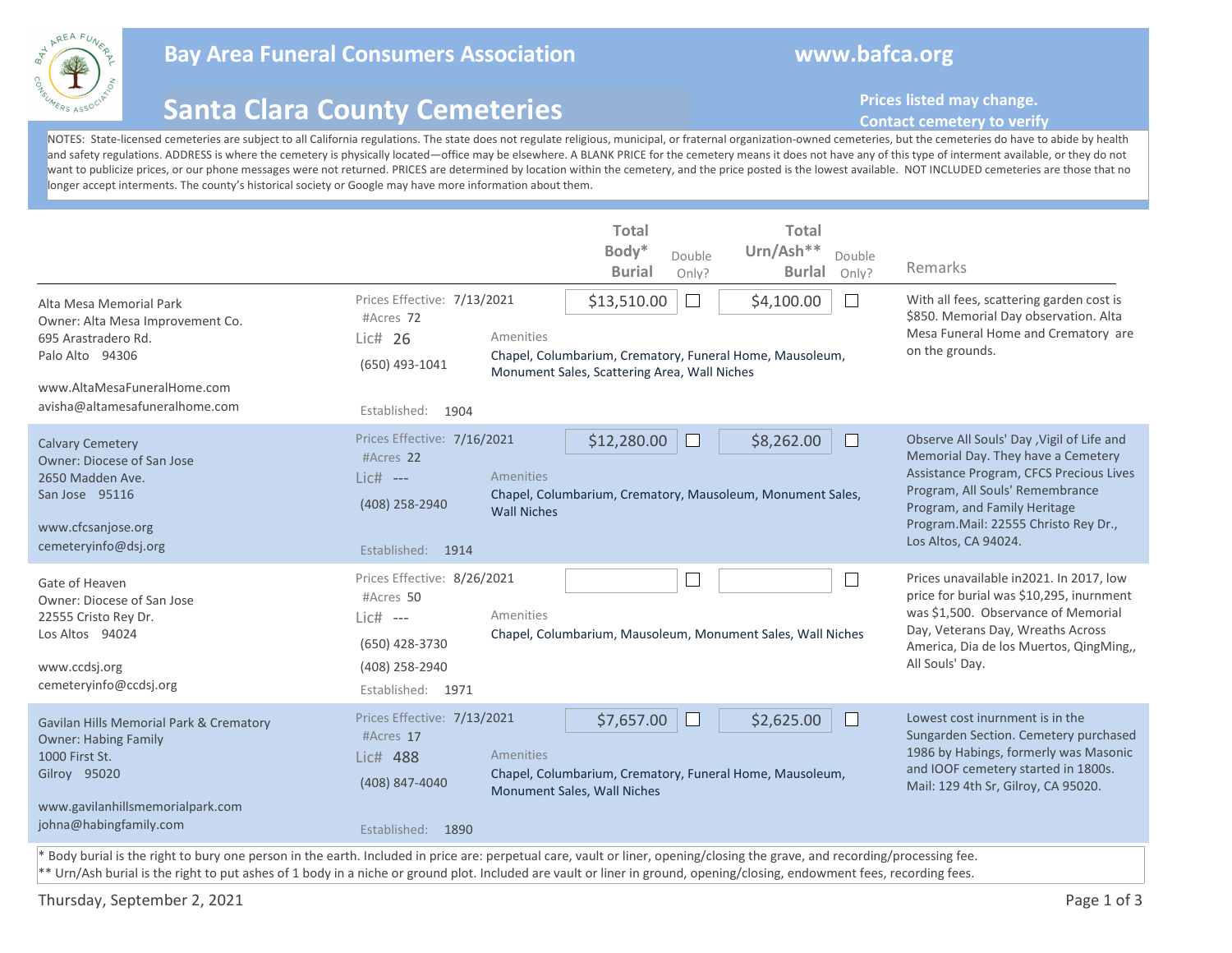# Bay Area Funeral Consumers Association

www.bafca.org

## Santa Clara County Cemeteries

**Prices listed may change. Contact cemetery to verify**

NOTES: State-licensed cemeteries are subject to all California regulations. The state does not regulate religious, municipal, or fraternal organization-owned cemeteries, but the cemeteries do have to abide by health and safety regulations. ADDRESS is where the cemetery is physically located—office may be elsewhere. A BLANK PRICE for the cemetery means it does not have any of this type of interment available, or they do not want to publicize prices, or our phone messages were not returned. PRICES are determined by location within the cemetery, and the price posted is the lowest available. NOT INCLUDED cemeteries are those that no longer accept interments. The county's historical society or Google may have more information about them.

| Cemetery | Details | Amenities | Total Body* Burial | Double Only? | Total Urn/Ash** Burial | Double Only? | Remarks |
|---|---|---|---|---|---|---|---|
| Alta Mesa Memorial Park<br>Owner: Alta Mesa Improvement Co.<br>695 Arastradero Rd.<br>Palo Alto 94306<br>www.AltaMesaFuneralHome.com<br>avisha@altamesafuneralhome.com | Prices Effective: 7/13/2021<br>#Acres 72<br>Lic# 26<br>(650) 493-1041<br>Established: 1904 | Chapel, Columbarium, Crematory, Funeral Home, Mausoleum, Monument Sales, Scattering Area, Wall Niches | $13,510.00 | ☐ | $4,100.00 | ☐ | With all fees, scattering garden cost is $850. Memorial Day observation. Alta Mesa Funeral Home and Crematory are on the grounds. |
| Calvary Cemetery<br>Owner: Diocese of San Jose<br>2650 Madden Ave.<br>San Jose 95116<br>www.cfcsanjose.org<br>cemeteryinfo@dsj.org | Prices Effective: 7/16/2021<br>#Acres 22<br>Lic# ---<br>(408) 258-2940<br>Established: 1914 | Chapel, Columbarium, Crematory, Mausoleum, Monument Sales, Wall Niches | $12,280.00 | ☐ | $8,262.00 | ☐ | Observe All Souls' Day ,Vigil of Life and Memorial Day. They have a Cemetery Assistance Program, CFCS Precious Lives Program, All Souls' Remembrance Program, and Family Heritage Program.Mail: 22555 Christo Rey Dr., Los Altos, CA 94024. |
| Gate of Heaven<br>Owner: Diocese of San Jose<br>22555 Cristo Rey Dr.<br>Los Altos 94024<br>www.ccdsj.org<br>cemeteryinfo@ccdsj.org | Prices Effective: 8/26/2021<br>#Acres 50<br>Lic# ---<br>(650) 428-3730<br>(408) 258-2940<br>Established: 1971 | Chapel, Columbarium, Mausoleum, Monument Sales, Wall Niches | | ☐ | | ☐ | Prices unavailable in2021. In 2017, low price for burial was $10,295, inurnment was $1,500. Observance of Memorial Day, Veterans Day, Wreaths Across America, Dia de los Muertos, QingMing,, All Souls' Day. |
| Gavilan Hills Memorial Park & Crematory<br>Owner: Habing Family<br>1000 First St.<br>Gilroy 95020<br>www.gavilanhillsmemorialpark.com<br>johna@habingfamily.com | Prices Effective: 7/13/2021<br>#Acres 17<br>Lic# 488<br>(408) 847-4040<br>Established: 1890 | Chapel, Columbarium, Crematory, Funeral Home, Mausoleum, Monument Sales, Wall Niches | $7,657.00 | ☐ | $2,625.00 | ☐ | Lowest cost inurnment is in the Sungarden Section. Cemetery purchased 1986 by Habings, formerly was Masonic and IOOF cemetery started in 1800s. Mail: 129 4th Sr, Gilroy, CA 95020. |

\* Body burial is the right to bury one person in the earth. Included in price are: perpetual care, vault or liner, opening/closing the grave, and recording/processing fee.

\*\* Urn/Ash burial is the right to put ashes of 1 body in a niche or ground plot. Included are vault or liner in ground, opening/closing, endowment fees, recording fees.

Thursday, September 2, 2021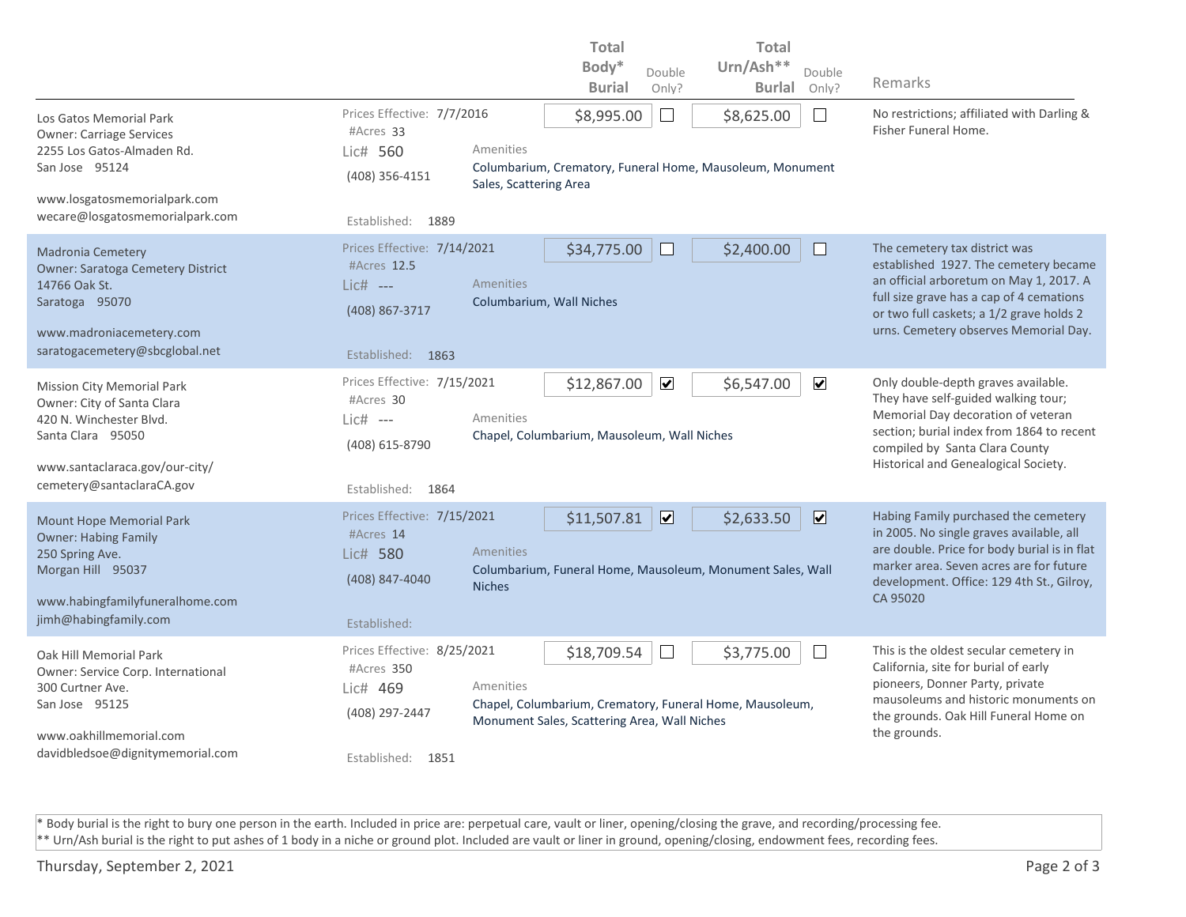| | | Total Body* Burial | Double Only? | Total Urn/Ash** Burial | Double Only? | Remarks |
|---|---|---|---|---|---|---|
| Los Gatos Memorial Park<br>Owner: Carriage Services<br>2255 Los Gatos-Almaden Rd.<br>San Jose 95124<br>www.losgatosmemorialpark.com<br>wecare@losgatosmemorialpark.com | Prices Effective: 7/7/2016<br>#Acres 33<br>Lic# 560<br>(408) 356-4151<br>Established: 1889<br>Amenities<br>Columbarium, Crematory, Funeral Home, Mausoleum, Monument Sales, Scattering Area | $8,995.00 | ☐ | $8,625.00 | ☐ | No restrictions; affiliated with Darling & Fisher Funeral Home. |
| Madronia Cemetery<br>Owner: Saratoga Cemetery District<br>14766 Oak St.<br>Saratoga 95070<br>www.madroniacemetery.com<br>saratogacemetery@sbcglobal.net | Prices Effective: 7/14/2021<br>#Acres 12.5<br>Lic# ---<br>(408) 867-3717<br>Established: 1863<br>Amenities<br>Columbarium, Wall Niches | $34,775.00 | ☐ | $2,400.00 | ☐ | The cemetery tax district was established 1927. The cemetery became an official arboretum on May 1, 2017. A full size grave has a cap of 4 cemations or two full caskets; a 1/2 grave holds 2 urns. Cemetery observes Memorial Day. |
| Mission City Memorial Park<br>Owner: City of Santa Clara<br>420 N. Winchester Blvd.<br>Santa Clara 95050<br>www.santaclaraca.gov/our-city/<br>cemetery@santaclaraCA.gov | Prices Effective: 7/15/2021<br>#Acres 30<br>Lic# ---<br>(408) 615-8790<br>Established: 1864<br>Amenities<br>Chapel, Columbarium, Mausoleum, Wall Niches | $12,867.00 | ☑ | $6,547.00 | ☑ | Only double-depth graves available. They have self-guided walking tour; Memorial Day decoration of veteran section; burial index from 1864 to recent compiled by Santa Clara County Historical and Genealogical Society. |
| Mount Hope Memorial Park<br>Owner: Habing Family<br>250 Spring Ave.<br>Morgan Hill 95037<br>www.habingfamilyfuneralhome.com<br>jimh@habingfamily.com | Prices Effective: 7/15/2021<br>#Acres 14<br>Lic# 580<br>(408) 847-4040<br>Established:<br>Amenities<br>Columbarium, Funeral Home, Mausoleum, Monument Sales, Wall Niches | $11,507.81 | ☑ | $2,633.50 | ☑ | Habing Family purchased the cemetery in 2005. No single graves available, all are double. Price for body burial is in flat marker area. Seven acres are for future development. Office: 129 4th St., Gilroy, CA 95020 |
| Oak Hill Memorial Park<br>Owner: Service Corp. International<br>300 Curtner Ave.<br>San Jose 95125<br>www.oakhillmemorial.com<br>davidbledsoe@dignitymemorial.com | Prices Effective: 8/25/2021<br>#Acres 350<br>Lic# 469<br>(408) 297-2447<br>Established: 1851<br>Amenities<br>Chapel, Columbarium, Crematory, Funeral Home, Mausoleum, Monument Sales, Scattering Area, Wall Niches | $18,709.54 | ☐ | $3,775.00 | ☐ | This is the oldest secular cemetery in California, site for burial of early pioneers, Donner Party, private mausoleums and historic monuments on the grounds. Oak Hill Funeral Home on the grounds. |

* Body burial is the right to bury one person in the earth. Included in price are: perpetual care, vault or liner, opening/closing the grave, and recording/processing fee.
** Urn/Ash burial is the right to put ashes of 1 body in a niche or ground plot. Included are vault or liner in ground, opening/closing, endowment fees, recording fees.

Thursday, September 2, 2021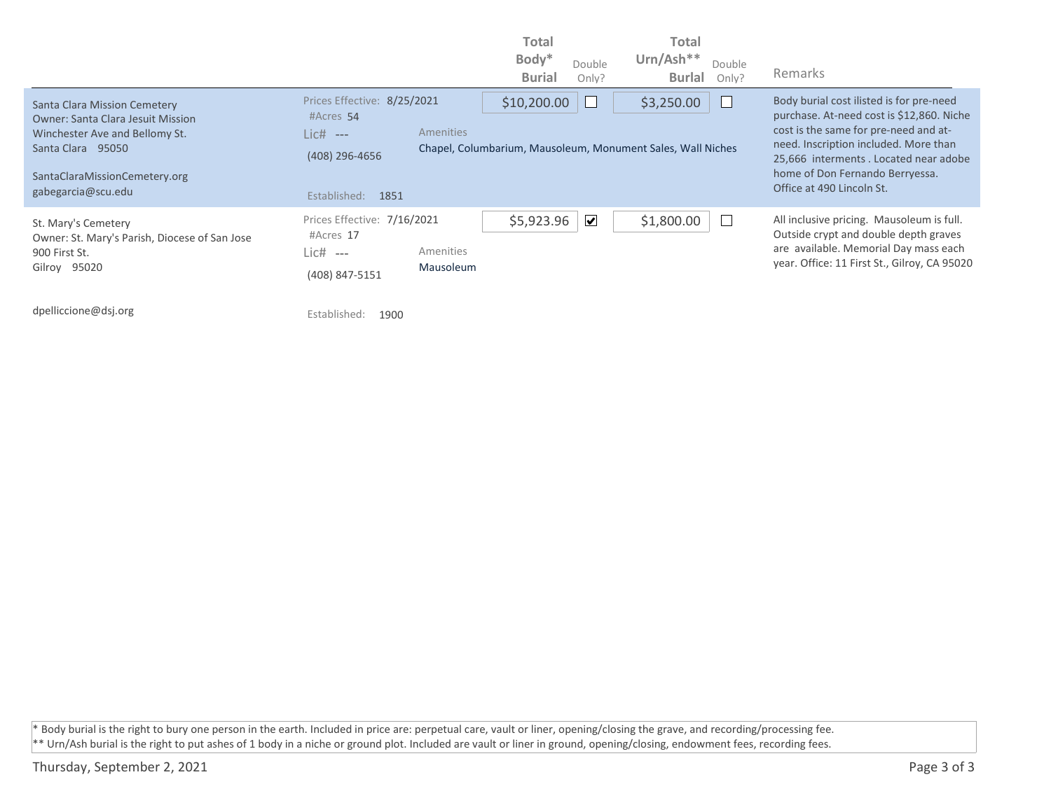| | | Total Body* Burial | Double Only? | Total Urn/Ash** Burlal | Double Only? | Remarks |
|---|---|---|---|---|---|---|
| Santa Clara Mission Cemetery<br>Owner: Santa Clara Jesuit Mission<br>Winchester Ave and Bellomy St.<br>Santa Clara 95050<br><br>SantaClaraMissionCemetery.org<br>gabegarcia@scu.edu | Prices Effective: 8/25/2021<br>#Acres 54<br>Lic# ---<br>(408) 296-4656<br>Established: 1851<br>Amenities: Chapel, Columbarium, Mausoleum, Monument Sales, Wall Niches | $10,200.00 | ☐ | $3,250.00 | ☐ | Body burial cost ilisted is for pre-need purchase. At-need cost is $12,860. Niche cost is the same for pre-need and at-need. Inscription included. More than 25,666 interments . Located near adobe home of Don Fernando Berryessa. Office at 490 Lincoln St. |
| St. Mary's Cemetery<br>Owner: St. Mary's Parish, Diocese of San Jose<br>900 First St.<br>Gilroy 95020<br><br>dpelliccione@dsj.org | Prices Effective: 7/16/2021<br>#Acres 17<br>Lic# ---<br>(408) 847-5151<br>Established: 1900<br>Amenities: Mausoleum | $5,923.96 | ☑ | $1,800.00 | ☐ | All inclusive pricing. Mausoleum is full. Outside crypt and double depth graves are available. Memorial Day mass each year. Office: 11 First St., Gilroy, CA 95020 |

* Body burial is the right to bury one person in the earth. Included in price are: perpetual care, vault or liner, opening/closing the grave, and recording/processing fee.
** Urn/Ash burial is the right to put ashes of 1 body in a niche or ground plot. Included are vault or liner in ground, opening/closing, endowment fees, recording fees.

Thursday, September 2, 2021